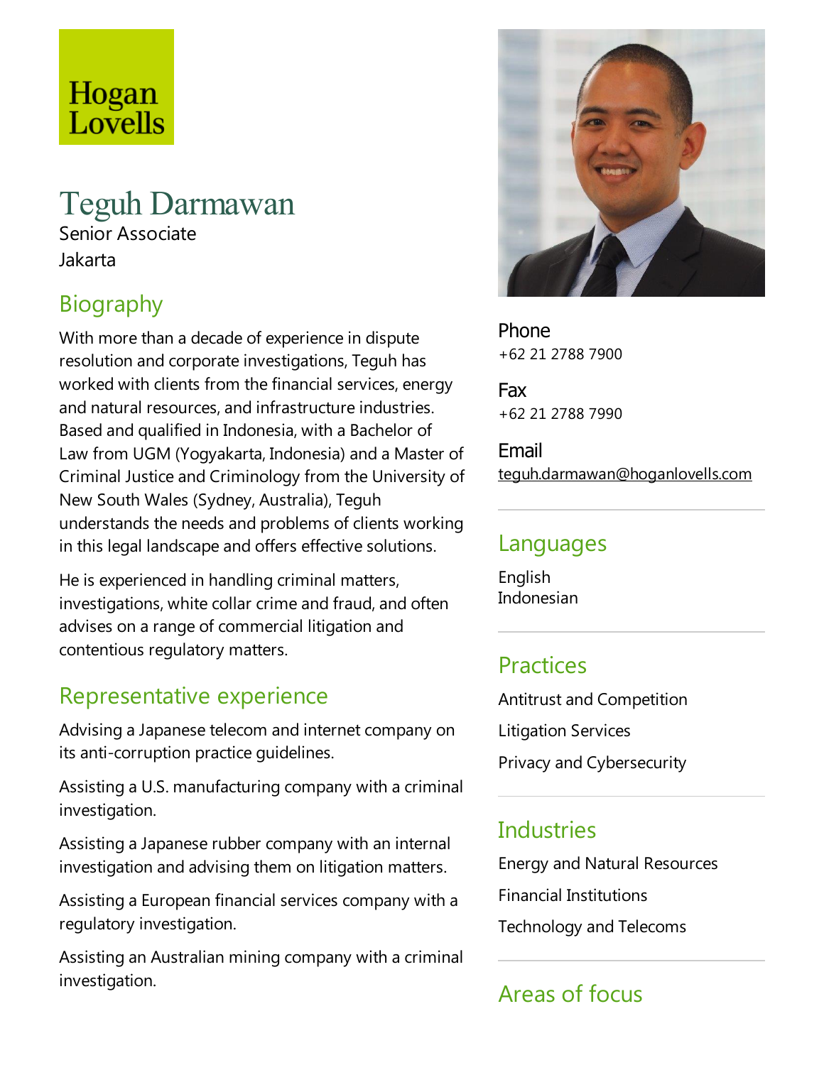Hogan Lovells

# Teguh Darmawan

Senior Associate
Jakarta

## Biography

With more than a decade of experience in dispute resolution and corporate investigations, Teguh has worked with clients from the financial services, energy and natural resources, and infrastructure industries. Based and qualified in Indonesia, with a Bachelor of Law from UGM (Yogyakarta, Indonesia) and a Master of Criminal Justice and Criminology from the University of New South Wales (Sydney, Australia), Teguh understands the needs and problems of clients working in this legal landscape and offers effective solutions.

He is experienced in handling criminal matters, investigations, white collar crime and fraud, and often advises on a range of commercial litigation and contentious regulatory matters.

## Representative experience

Advising a Japanese telecom and internet company on its anti-corruption practice guidelines.

Assisting a U.S. manufacturing company with a criminal investigation.

Assisting a Japanese rubber company with an internal investigation and advising them on litigation matters.

Assisting a European financial services company with a regulatory investigation.

Assisting an Australian mining company with a criminal investigation.

**Phone**
+62 21 2788 7900

**Fax**
+62 21 2788 7990

**Email**
teguh.darmawan@hoganlovells.com

## Languages

English
Indonesian

## Practices

Antitrust and Competition

Litigation Services

Privacy and Cybersecurity

## Industries

Energy and Natural Resources

Financial Institutions

Technology and Telecoms

## Areas of focus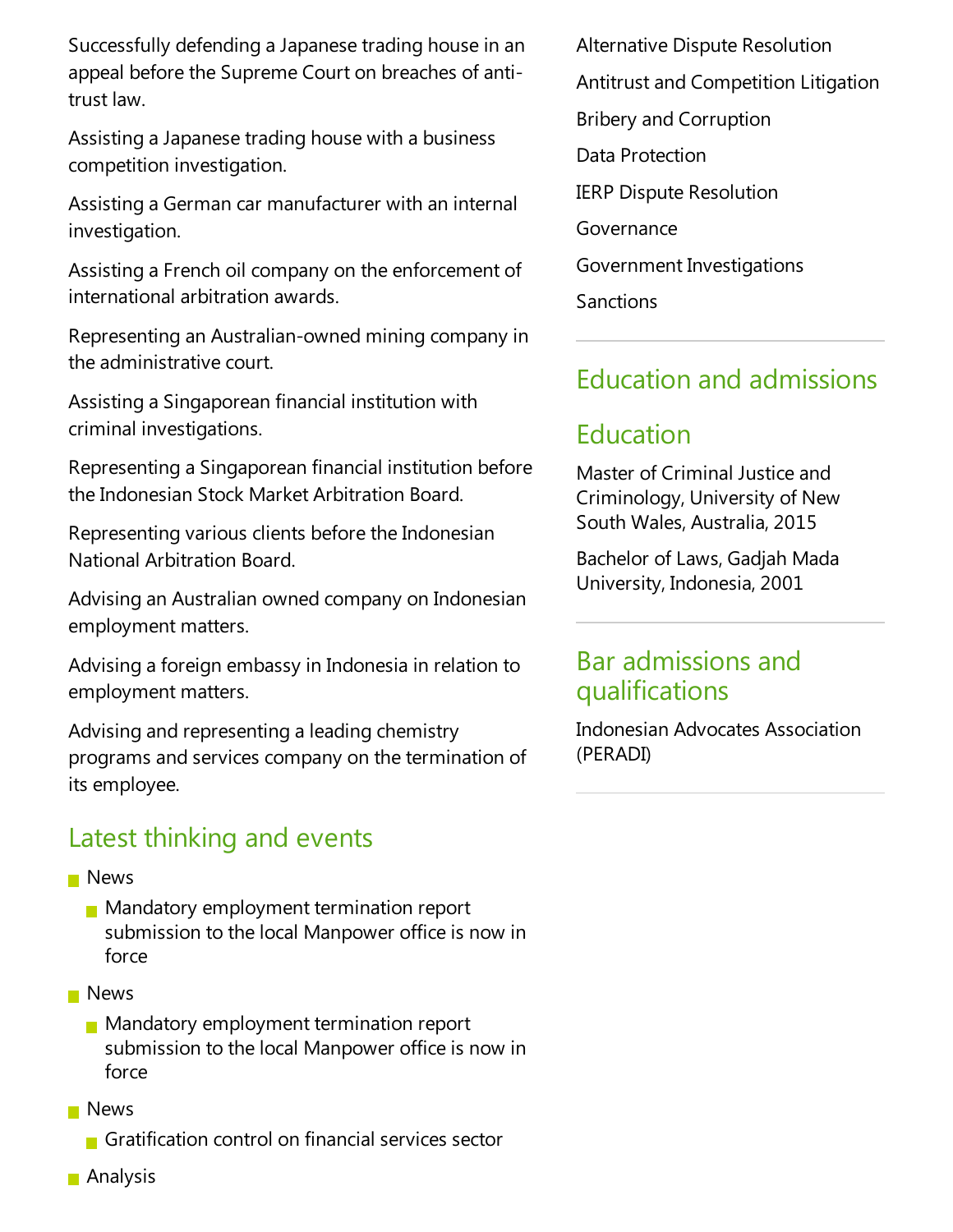Successfully defending a Japanese trading house in an appeal before the Supreme Court on breaches of anti-trust law.

Assisting a Japanese trading house with a business competition investigation.

Assisting a German car manufacturer with an internal investigation.

Assisting a French oil company on the enforcement of international arbitration awards.

Representing an Australian-owned mining company in the administrative court.

Assisting a Singaporean financial institution with criminal investigations.

Representing a Singaporean financial institution before the Indonesian Stock Market Arbitration Board.

Representing various clients before the Indonesian National Arbitration Board.

Advising an Australian owned company on Indonesian employment matters.

Advising a foreign embassy in Indonesia in relation to employment matters.

Advising and representing a leading chemistry programs and services company on the termination of its employee.

## Latest thinking and events

- News
  - Mandatory employment termination report submission to the local Manpower office is now in force
- News
  - Mandatory employment termination report submission to the local Manpower office is now in force
- News
  - Gratification control on financial services sector
- Analysis

Alternative Dispute Resolution

Antitrust and Competition Litigation

Bribery and Corruption

Data Protection

IERP Dispute Resolution

Governance

Government Investigations

Sanctions

## Education and admissions

## Education

Master of Criminal Justice and Criminology, University of New South Wales, Australia, 2015

Bachelor of Laws, Gadjah Mada University, Indonesia, 2001

## Bar admissions and qualifications

Indonesian Advocates Association (PERADI)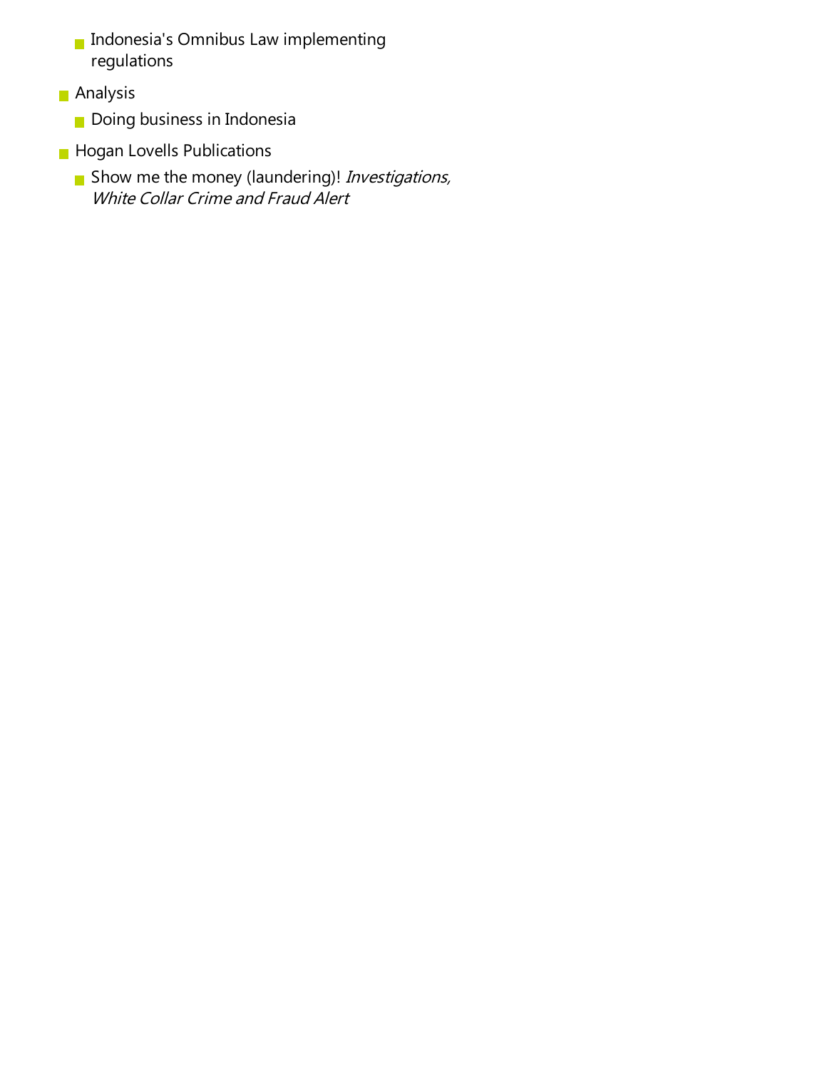- Indonesia's Omnibus Law implementing regulations
- Analysis
  - Doing business in Indonesia
- Hogan Lovells Publications
  - Show me the money (laundering)! *Investigations, White Collar Crime and Fraud Alert*